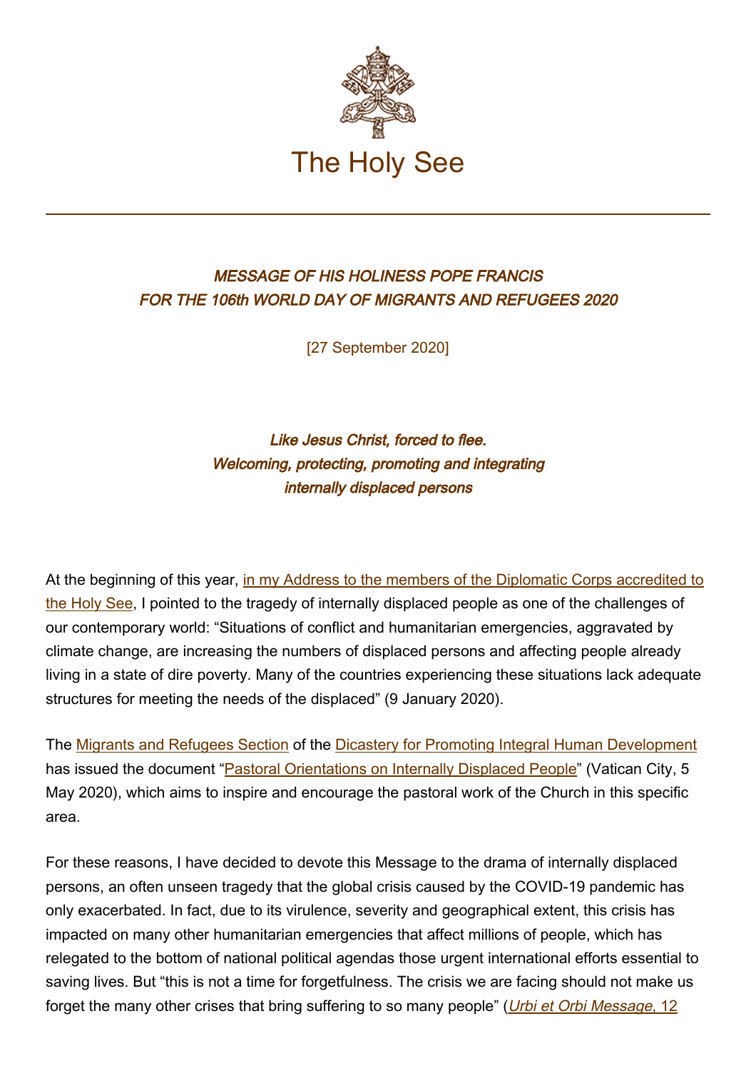# The Holy See

## *MESSAGE OF HIS HOLINESS POPE FRANCIS FOR THE 106th WORLD DAY OF MIGRANTS AND REFUGEES 2020*

[27 September 2020]

### *Like Jesus Christ, forced to flee. Welcoming, protecting, promoting and integrating internally displaced persons*

At the beginning of this year, in my Address to the members of the Diplomatic Corps accredited to the Holy See, I pointed to the tragedy of internally displaced people as one of the challenges of our contemporary world: "Situations of conflict and humanitarian emergencies, aggravated by climate change, are increasing the numbers of displaced persons and affecting people already living in a state of dire poverty. Many of the countries experiencing these situations lack adequate structures for meeting the needs of the displaced" (9 January 2020).

The Migrants and Refugees Section of the Dicastery for Promoting Integral Human Development has issued the document "Pastoral Orientations on Internally Displaced People" (Vatican City, 5 May 2020), which aims to inspire and encourage the pastoral work of the Church in this specific area.

For these reasons, I have decided to devote this Message to the drama of internally displaced persons, an often unseen tragedy that the global crisis caused by the COVID-19 pandemic has only exacerbated. In fact, due to its virulence, severity and geographical extent, this crisis has impacted on many other humanitarian emergencies that affect millions of people, which has relegated to the bottom of national political agendas those urgent international efforts essential to saving lives. But "this is not a time for forgetfulness. The crisis we are facing should not make us forget the many other crises that bring suffering to so many people" (*Urbi et Orbi Message*, 12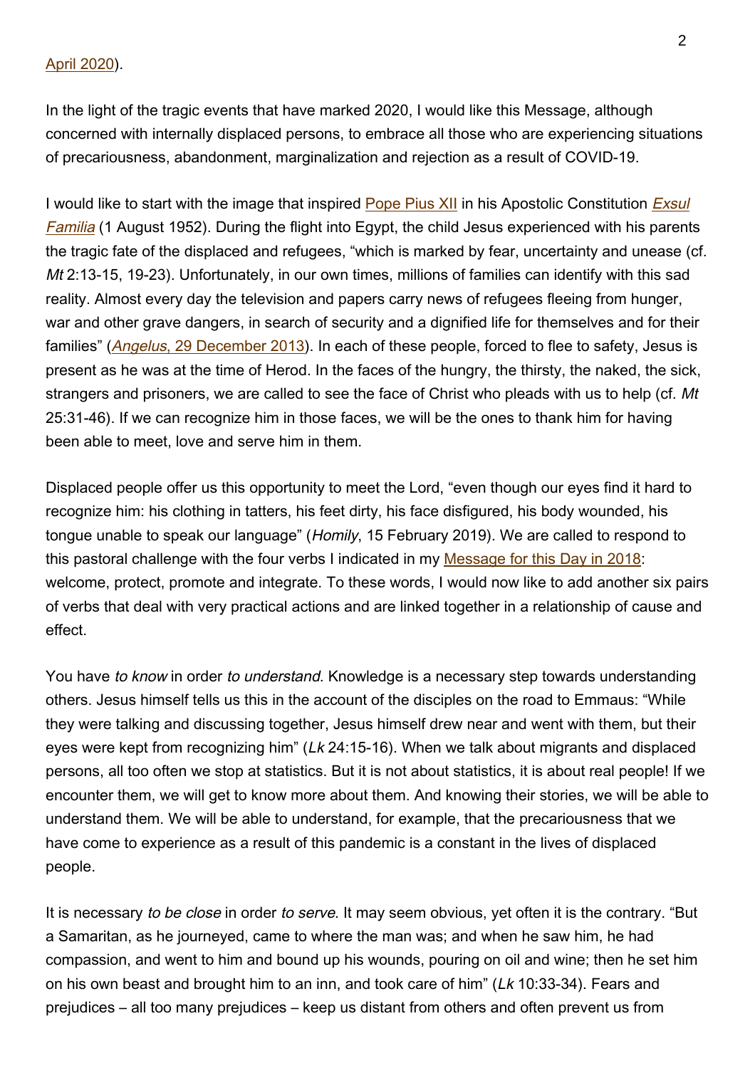April 2020).

In the light of the tragic events that have marked 2020, I would like this Message, although concerned with internally displaced persons, to embrace all those who are experiencing situations of precariousness, abandonment, marginalization and rejection as a result of COVID-19.

I would like to start with the image that inspired Pope Pius XII in his Apostolic Constitution *Exsul Familia* (1 August 1952). During the flight into Egypt, the child Jesus experienced with his parents the tragic fate of the displaced and refugees, "which is marked by fear, uncertainty and unease (cf. *Mt* 2:13-15, 19-23). Unfortunately, in our own times, millions of families can identify with this sad reality. Almost every day the television and papers carry news of refugees fleeing from hunger, war and other grave dangers, in search of security and a dignified life for themselves and for their families" (*Angelus*, 29 December 2013). In each of these people, forced to flee to safety, Jesus is present as he was at the time of Herod. In the faces of the hungry, the thirsty, the naked, the sick, strangers and prisoners, we are called to see the face of Christ who pleads with us to help (cf. *Mt* 25:31-46). If we can recognize him in those faces, we will be the ones to thank him for having been able to meet, love and serve him in them.

Displaced people offer us this opportunity to meet the Lord, "even though our eyes find it hard to recognize him: his clothing in tatters, his feet dirty, his face disfigured, his body wounded, his tongue unable to speak our language" (*Homily*, 15 February 2019). We are called to respond to this pastoral challenge with the four verbs I indicated in my Message for this Day in 2018: welcome, protect, promote and integrate. To these words, I would now like to add another six pairs of verbs that deal with very practical actions and are linked together in a relationship of cause and effect.

You have *to know* in order *to understand*. Knowledge is a necessary step towards understanding others. Jesus himself tells us this in the account of the disciples on the road to Emmaus: "While they were talking and discussing together, Jesus himself drew near and went with them, but their eyes were kept from recognizing him" (*Lk* 24:15-16). When we talk about migrants and displaced persons, all too often we stop at statistics. But it is not about statistics, it is about real people! If we encounter them, we will get to know more about them. And knowing their stories, we will be able to understand them. We will be able to understand, for example, that the precariousness that we have come to experience as a result of this pandemic is a constant in the lives of displaced people.

It is necessary *to be close* in order *to serve*. It may seem obvious, yet often it is the contrary. "But a Samaritan, as he journeyed, came to where the man was; and when he saw him, he had compassion, and went to him and bound up his wounds, pouring on oil and wine; then he set him on his own beast and brought him to an inn, and took care of him" (*Lk* 10:33-34). Fears and prejudices – all too many prejudices – keep us distant from others and often prevent us from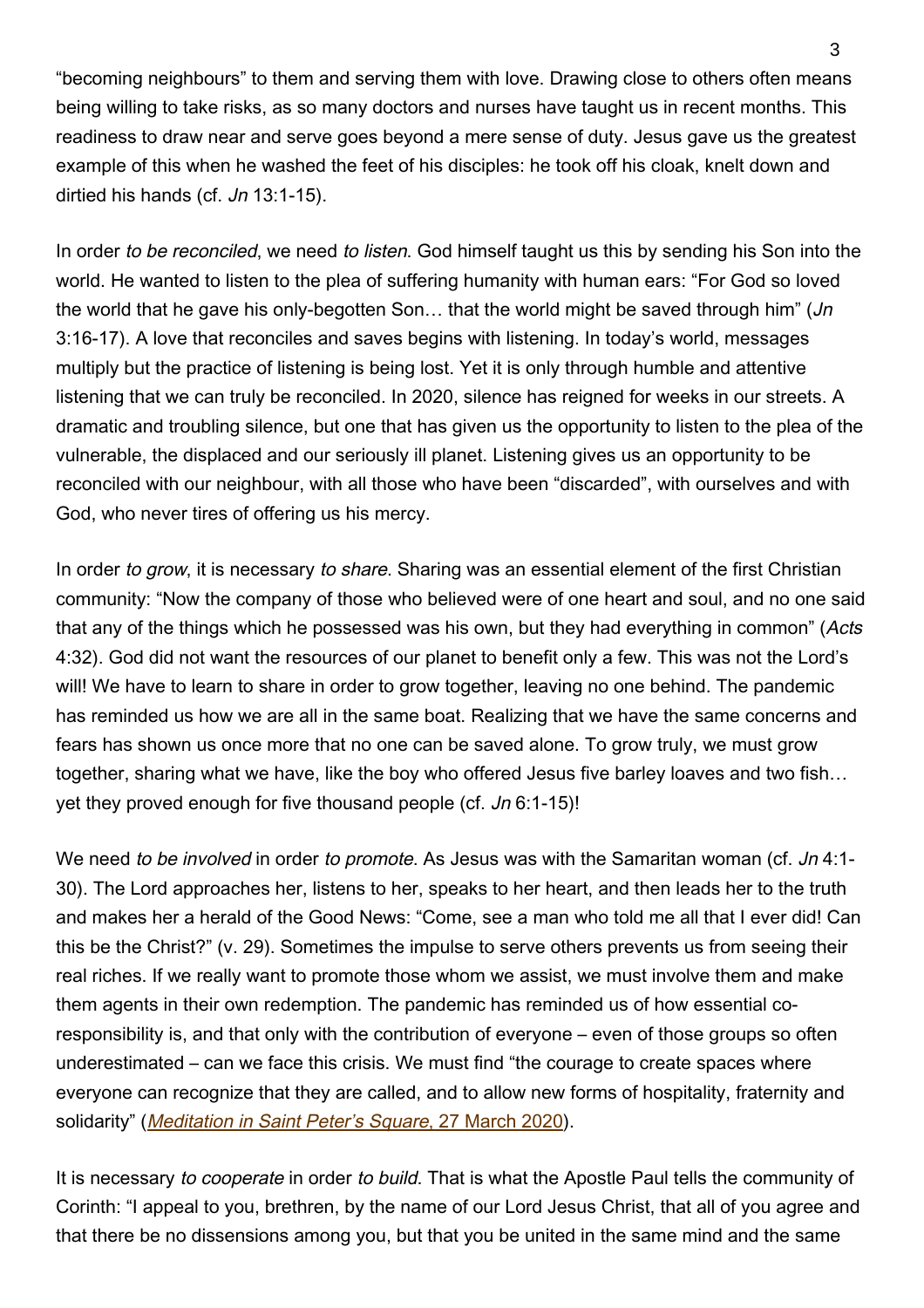"becoming neighbours" to them and serving them with love. Drawing close to others often means being willing to take risks, as so many doctors and nurses have taught us in recent months. This readiness to draw near and serve goes beyond a mere sense of duty. Jesus gave us the greatest example of this when he washed the feet of his disciples: he took off his cloak, knelt down and dirtied his hands (cf. *Jn* 13:1-15).

In order *to be reconciled*, we need *to listen*. God himself taught us this by sending his Son into the world. He wanted to listen to the plea of suffering humanity with human ears: "For God so loved the world that he gave his only-begotten Son… that the world might be saved through him" (*Jn* 3:16-17). A love that reconciles and saves begins with listening. In today's world, messages multiply but the practice of listening is being lost. Yet it is only through humble and attentive listening that we can truly be reconciled. In 2020, silence has reigned for weeks in our streets. A dramatic and troubling silence, but one that has given us the opportunity to listen to the plea of the vulnerable, the displaced and our seriously ill planet. Listening gives us an opportunity to be reconciled with our neighbour, with all those who have been "discarded", with ourselves and with God, who never tires of offering us his mercy.

In order *to grow*, it is necessary *to share*. Sharing was an essential element of the first Christian community: "Now the company of those who believed were of one heart and soul, and no one said that any of the things which he possessed was his own, but they had everything in common" (*Acts* 4:32). God did not want the resources of our planet to benefit only a few. This was not the Lord's will! We have to learn to share in order to grow together, leaving no one behind. The pandemic has reminded us how we are all in the same boat. Realizing that we have the same concerns and fears has shown us once more that no one can be saved alone. To grow truly, we must grow together, sharing what we have, like the boy who offered Jesus five barley loaves and two fish… yet they proved enough for five thousand people (cf. *Jn* 6:1-15)!

We need *to be involved* in order *to promote*. As Jesus was with the Samaritan woman (cf. *Jn* 4:1-30). The Lord approaches her, listens to her, speaks to her heart, and then leads her to the truth and makes her a herald of the Good News: "Come, see a man who told me all that I ever did! Can this be the Christ?" (v. 29). Sometimes the impulse to serve others prevents us from seeing their real riches. If we really want to promote those whom we assist, we must involve them and make them agents in their own redemption. The pandemic has reminded us of how essential co-responsibility is, and that only with the contribution of everyone – even of those groups so often underestimated – can we face this crisis. We must find "the courage to create spaces where everyone can recognize that they are called, and to allow new forms of hospitality, fraternity and solidarity" (*Meditation in Saint Peter's Square*, 27 March 2020).

It is necessary *to cooperate* in order *to build*. That is what the Apostle Paul tells the community of Corinth: "I appeal to you, brethren, by the name of our Lord Jesus Christ, that all of you agree and that there be no dissensions among you, but that you be united in the same mind and the same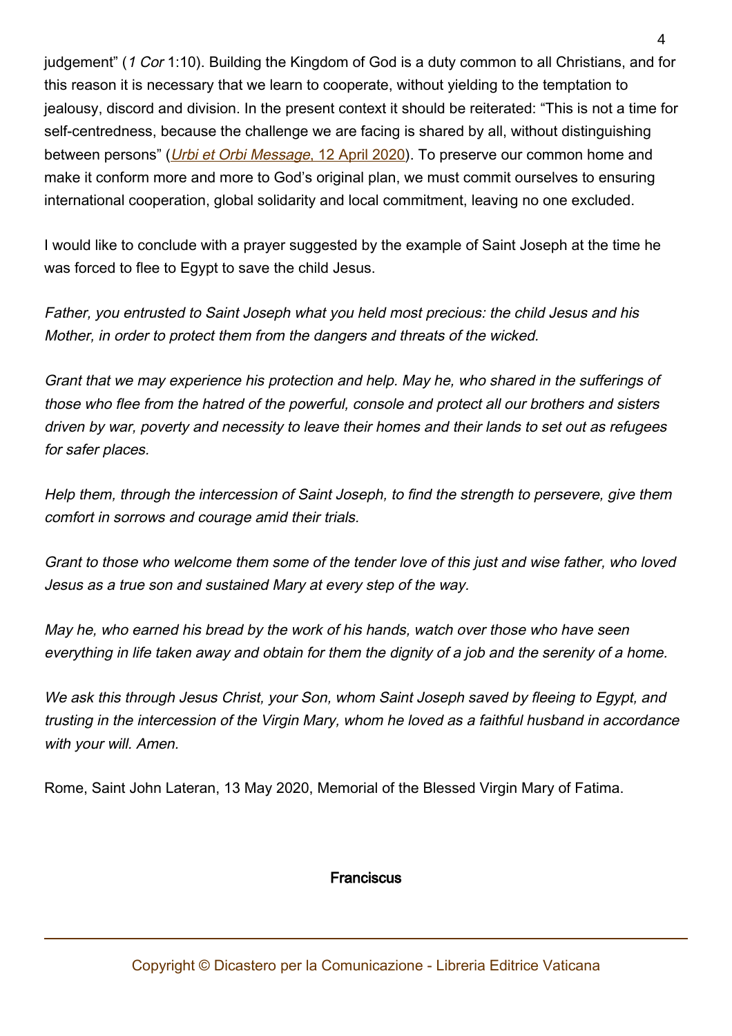judgement" (*1 Cor* 1:10). Building the Kingdom of God is a duty common to all Christians, and for this reason it is necessary that we learn to cooperate, without yielding to the temptation to jealousy, discord and division. In the present context it should be reiterated: "This is not a time for self-centredness, because the challenge we are facing is shared by all, without distinguishing between persons" ([*Urbi et Orbi Message*, 12 April 2020]). To preserve our common home and make it conform more and more to God's original plan, we must commit ourselves to ensuring international cooperation, global solidarity and local commitment, leaving no one excluded.

I would like to conclude with a prayer suggested by the example of Saint Joseph at the time he was forced to flee to Egypt to save the child Jesus.

*Father, you entrusted to Saint Joseph what you held most precious: the child Jesus and his Mother, in order to protect them from the dangers and threats of the wicked.*

*Grant that we may experience his protection and help. May he, who shared in the sufferings of those who flee from the hatred of the powerful, console and protect all our brothers and sisters driven by war, poverty and necessity to leave their homes and their lands to set out as refugees for safer places.*

*Help them, through the intercession of Saint Joseph, to find the strength to persevere, give them comfort in sorrows and courage amid their trials.*

*Grant to those who welcome them some of the tender love of this just and wise father, who loved Jesus as a true son and sustained Mary at every step of the way.*

*May he, who earned his bread by the work of his hands, watch over those who have seen everything in life taken away and obtain for them the dignity of a job and the serenity of a home.*

*We ask this through Jesus Christ, your Son, whom Saint Joseph saved by fleeing to Egypt, and trusting in the intercession of the Virgin Mary, whom he loved as a faithful husband in accordance with your will. Amen.*

Rome, Saint John Lateran, 13 May 2020, Memorial of the Blessed Virgin Mary of Fatima.

**Franciscus**

Copyright © Dicastero per la Comunicazione - Libreria Editrice Vaticana